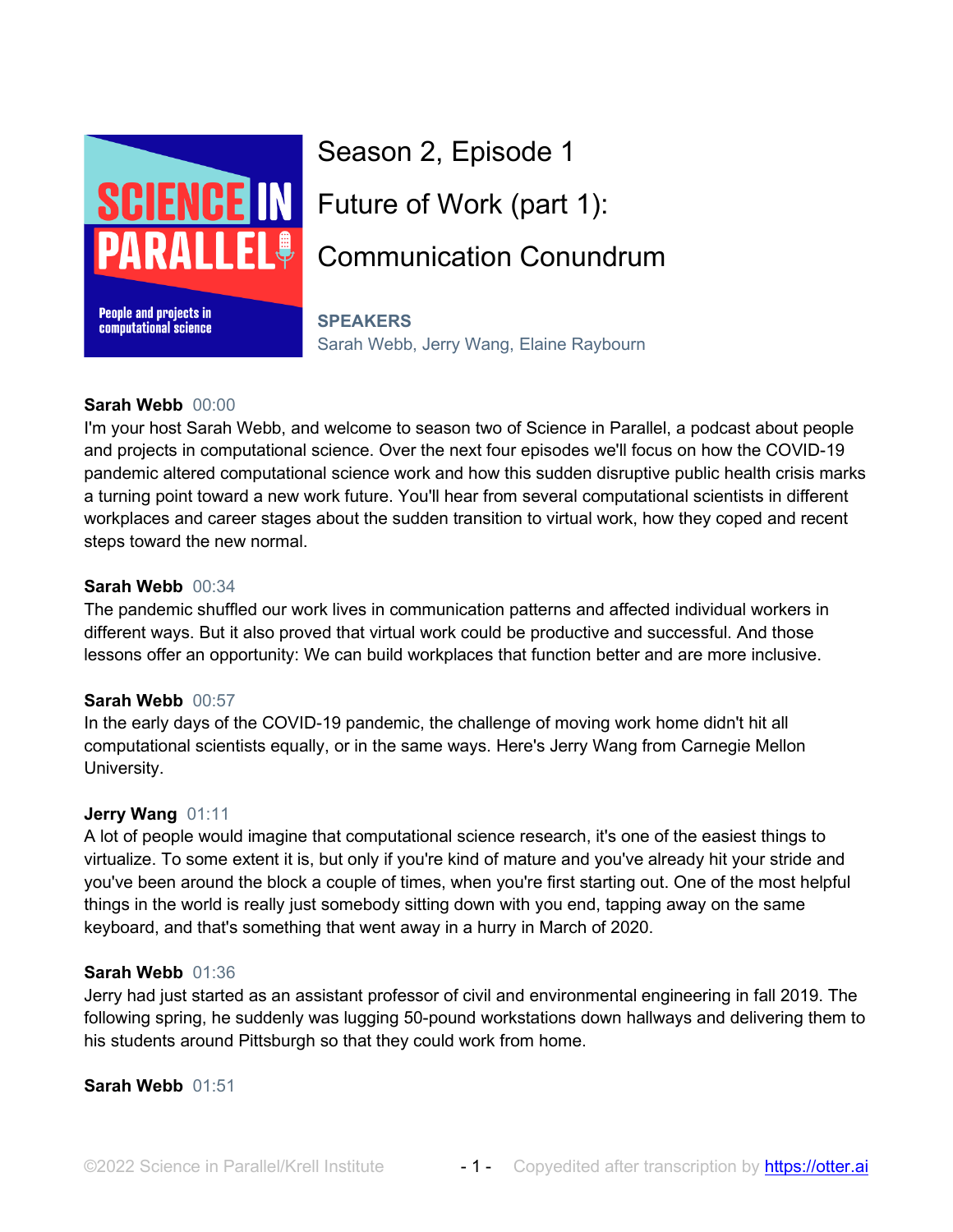# Season 2, Episode 1

# Future of Work (part 1): Communication Conundrum

**SPEAKERS**
Sarah Webb, Jerry Wang, Elaine Raybourn

**Sarah Webb** 00:00
I'm your host Sarah Webb, and welcome to season two of Science in Parallel, a podcast about people and projects in computational science. Over the next four episodes we'll focus on how the COVID-19 pandemic altered computational science work and how this sudden disruptive public health crisis marks a turning point toward a new work future. You'll hear from several computational scientists in different workplaces and career stages about the sudden transition to virtual work, how they coped and recent steps toward the new normal.

**Sarah Webb** 00:34
The pandemic shuffled our work lives in communication patterns and affected individual workers in different ways. But it also proved that virtual work could be productive and successful. And those lessons offer an opportunity: We can build workplaces that function better and are more inclusive.

**Sarah Webb** 00:57
In the early days of the COVID-19 pandemic, the challenge of moving work home didn't hit all computational scientists equally, or in the same ways. Here's Jerry Wang from Carnegie Mellon University.

**Jerry Wang** 01:11
A lot of people would imagine that computational science research, it's one of the easiest things to virtualize. To some extent it is, but only if you're kind of mature and you've already hit your stride and you've been around the block a couple of times, when you're first starting out. One of the most helpful things in the world is really just somebody sitting down with you end, tapping away on the same keyboard, and that's something that went away in a hurry in March of 2020.

**Sarah Webb** 01:36
Jerry had just started as an assistant professor of civil and environmental engineering in fall 2019. The following spring, he suddenly was lugging 50-pound workstations down hallways and delivering them to his students around Pittsburgh so that they could work from home.

**Sarah Webb** 01:51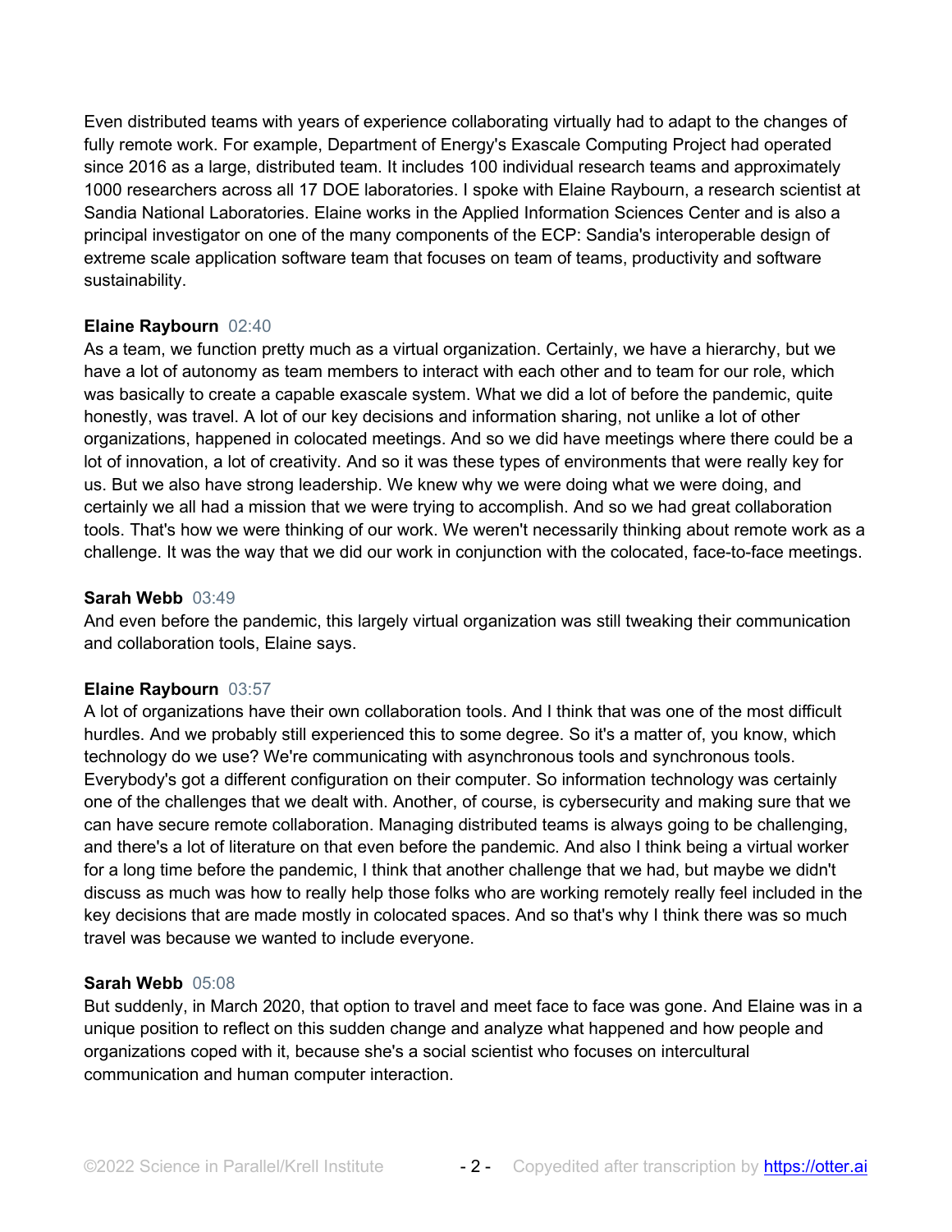Even distributed teams with years of experience collaborating virtually had to adapt to the changes of fully remote work. For example, Department of Energy's Exascale Computing Project had operated since 2016 as a large, distributed team. It includes 100 individual research teams and approximately 1000 researchers across all 17 DOE laboratories. I spoke with Elaine Raybourn, a research scientist at Sandia National Laboratories. Elaine works in the Applied Information Sciences Center and is also a principal investigator on one of the many components of the ECP: Sandia's interoperable design of extreme scale application software team that focuses on team of teams, productivity and software sustainability.

**Elaine Raybourn** 02:40
As a team, we function pretty much as a virtual organization. Certainly, we have a hierarchy, but we have a lot of autonomy as team members to interact with each other and to team for our role, which was basically to create a capable exascale system. What we did a lot of before the pandemic, quite honestly, was travel. A lot of our key decisions and information sharing, not unlike a lot of other organizations, happened in colocated meetings. And so we did have meetings where there could be a lot of innovation, a lot of creativity. And so it was these types of environments that were really key for us. But we also have strong leadership. We knew why we were doing what we were doing, and certainly we all had a mission that we were trying to accomplish. And so we had great collaboration tools. That's how we were thinking of our work. We weren't necessarily thinking about remote work as a challenge. It was the way that we did our work in conjunction with the colocated, face-to-face meetings.

**Sarah Webb** 03:49
And even before the pandemic, this largely virtual organization was still tweaking their communication and collaboration tools, Elaine says.

**Elaine Raybourn** 03:57
A lot of organizations have their own collaboration tools. And I think that was one of the most difficult hurdles. And we probably still experienced this to some degree. So it's a matter of, you know, which technology do we use? We're communicating with asynchronous tools and synchronous tools. Everybody's got a different configuration on their computer. So information technology was certainly one of the challenges that we dealt with. Another, of course, is cybersecurity and making sure that we can have secure remote collaboration. Managing distributed teams is always going to be challenging, and there's a lot of literature on that even before the pandemic. And also I think being a virtual worker for a long time before the pandemic, I think that another challenge that we had, but maybe we didn't discuss as much was how to really help those folks who are working remotely really feel included in the key decisions that are made mostly in colocated spaces. And so that's why I think there was so much travel was because we wanted to include everyone.

**Sarah Webb** 05:08
But suddenly, in March 2020, that option to travel and meet face to face was gone. And Elaine was in a unique position to reflect on this sudden change and analyze what happened and how people and organizations coped with it, because she's a social scientist who focuses on intercultural communication and human computer interaction.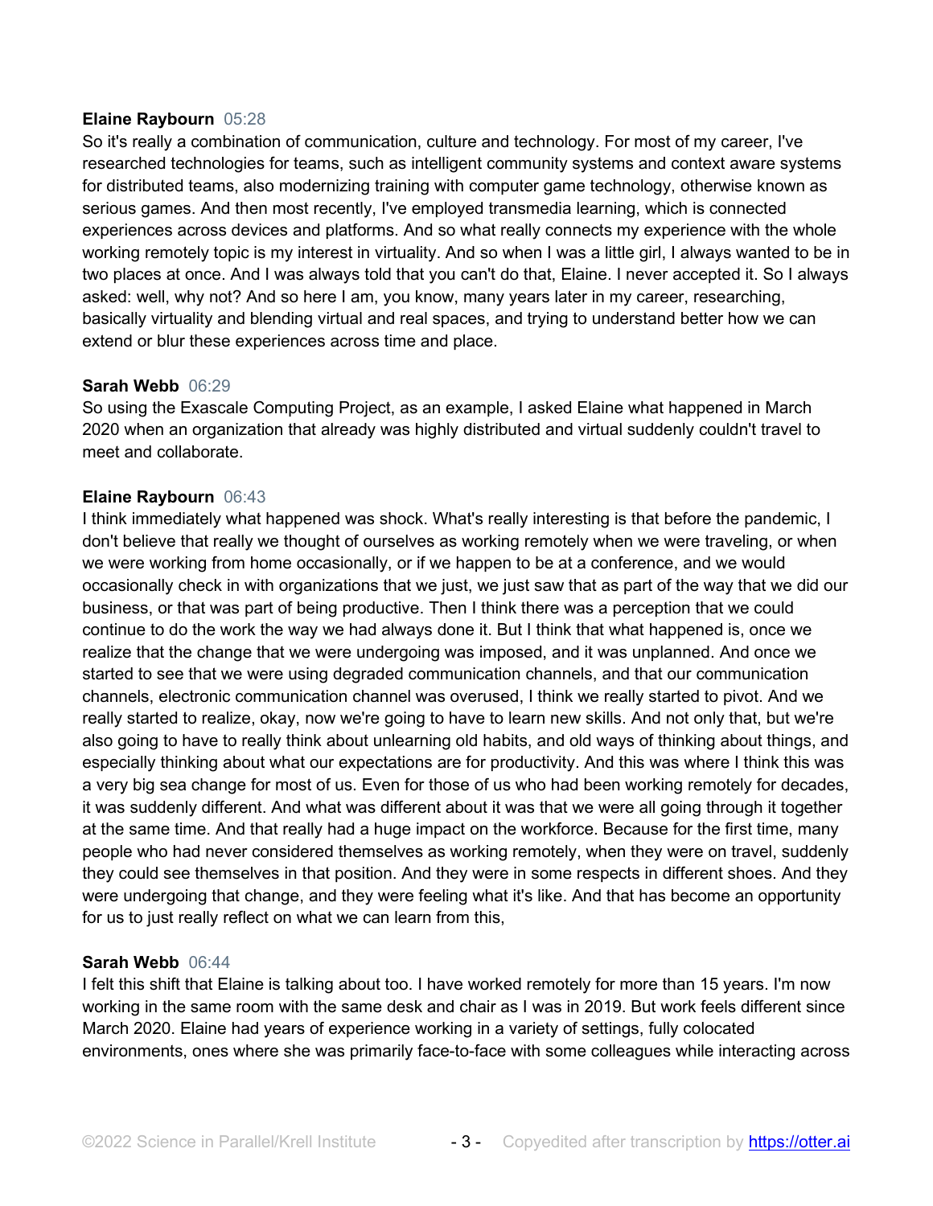**Elaine Raybourn** 05:28

So it's really a combination of communication, culture and technology. For most of my career, I've researched technologies for teams, such as intelligent community systems and context aware systems for distributed teams, also modernizing training with computer game technology, otherwise known as serious games. And then most recently, I've employed transmedia learning, which is connected experiences across devices and platforms. And so what really connects my experience with the whole working remotely topic is my interest in virtuality. And so when I was a little girl, I always wanted to be in two places at once. And I was always told that you can't do that, Elaine. I never accepted it. So I always asked: well, why not? And so here I am, you know, many years later in my career, researching, basically virtuality and blending virtual and real spaces, and trying to understand better how we can extend or blur these experiences across time and place.

**Sarah Webb** 06:29

So using the Exascale Computing Project, as an example, I asked Elaine what happened in March 2020 when an organization that already was highly distributed and virtual suddenly couldn't travel to meet and collaborate.

**Elaine Raybourn** 06:43

I think immediately what happened was shock. What's really interesting is that before the pandemic, I don't believe that really we thought of ourselves as working remotely when we were traveling, or when we were working from home occasionally, or if we happen to be at a conference, and we would occasionally check in with organizations that we just, we just saw that as part of the way that we did our business, or that was part of being productive. Then I think there was a perception that we could continue to do the work the way we had always done it. But I think that what happened is, once we realize that the change that we were undergoing was imposed, and it was unplanned. And once we started to see that we were using degraded communication channels, and that our communication channels, electronic communication channel was overused, I think we really started to pivot. And we really started to realize, okay, now we're going to have to learn new skills. And not only that, but we're also going to have to really think about unlearning old habits, and old ways of thinking about things, and especially thinking about what our expectations are for productivity. And this was where I think this was a very big sea change for most of us. Even for those of us who had been working remotely for decades, it was suddenly different. And what was different about it was that we were all going through it together at the same time. And that really had a huge impact on the workforce. Because for the first time, many people who had never considered themselves as working remotely, when they were on travel, suddenly they could see themselves in that position. And they were in some respects in different shoes. And they were undergoing that change, and they were feeling what it's like. And that has become an opportunity for us to just really reflect on what we can learn from this,

**Sarah Webb** 06:44

I felt this shift that Elaine is talking about too. I have worked remotely for more than 15 years. I'm now working in the same room with the same desk and chair as I was in 2019. But work feels different since March 2020. Elaine had years of experience working in a variety of settings, fully colocated environments, ones where she was primarily face-to-face with some colleagues while interacting across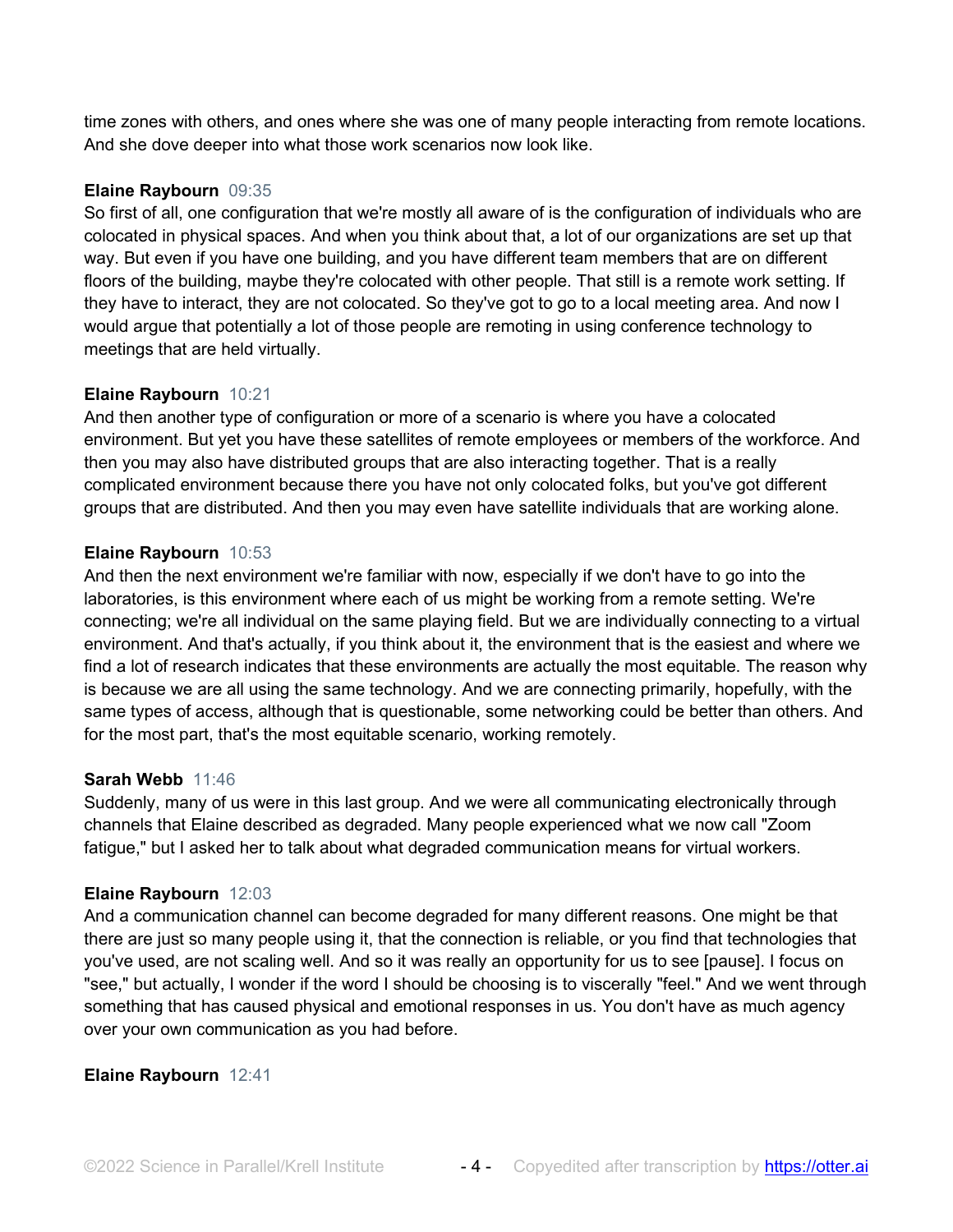time zones with others, and ones where she was one of many people interacting from remote locations. And she dove deeper into what those work scenarios now look like.

**Elaine Raybourn** 09:35
So first of all, one configuration that we're mostly all aware of is the configuration of individuals who are colocated in physical spaces. And when you think about that, a lot of our organizations are set up that way. But even if you have one building, and you have different team members that are on different floors of the building, maybe they're colocated with other people. That still is a remote work setting. If they have to interact, they are not colocated. So they've got to go to a local meeting area. And now I would argue that potentially a lot of those people are remoting in using conference technology to meetings that are held virtually.

**Elaine Raybourn** 10:21
And then another type of configuration or more of a scenario is where you have a colocated environment. But yet you have these satellites of remote employees or members of the workforce. And then you may also have distributed groups that are also interacting together. That is a really complicated environment because there you have not only colocated folks, but you've got different groups that are distributed. And then you may even have satellite individuals that are working alone.

**Elaine Raybourn** 10:53
And then the next environment we're familiar with now, especially if we don't have to go into the laboratories, is this environment where each of us might be working from a remote setting. We're connecting; we're all individual on the same playing field. But we are individually connecting to a virtual environment. And that's actually, if you think about it, the environment that is the easiest and where we find a lot of research indicates that these environments are actually the most equitable. The reason why is because we are all using the same technology. And we are connecting primarily, hopefully, with the same types of access, although that is questionable, some networking could be better than others. And for the most part, that's the most equitable scenario, working remotely.

**Sarah Webb** 11:46
Suddenly, many of us were in this last group. And we were all communicating electronically through channels that Elaine described as degraded. Many people experienced what we now call "Zoom fatigue," but I asked her to talk about what degraded communication means for virtual workers.

**Elaine Raybourn** 12:03
And a communication channel can become degraded for many different reasons. One might be that there are just so many people using it, that the connection is reliable, or you find that technologies that you've used, are not scaling well. And so it was really an opportunity for us to see [pause]. I focus on "see," but actually, I wonder if the word I should be choosing is to viscerally "feel." And we went through something that has caused physical and emotional responses in us. You don't have as much agency over your own communication as you had before.

**Elaine Raybourn** 12:41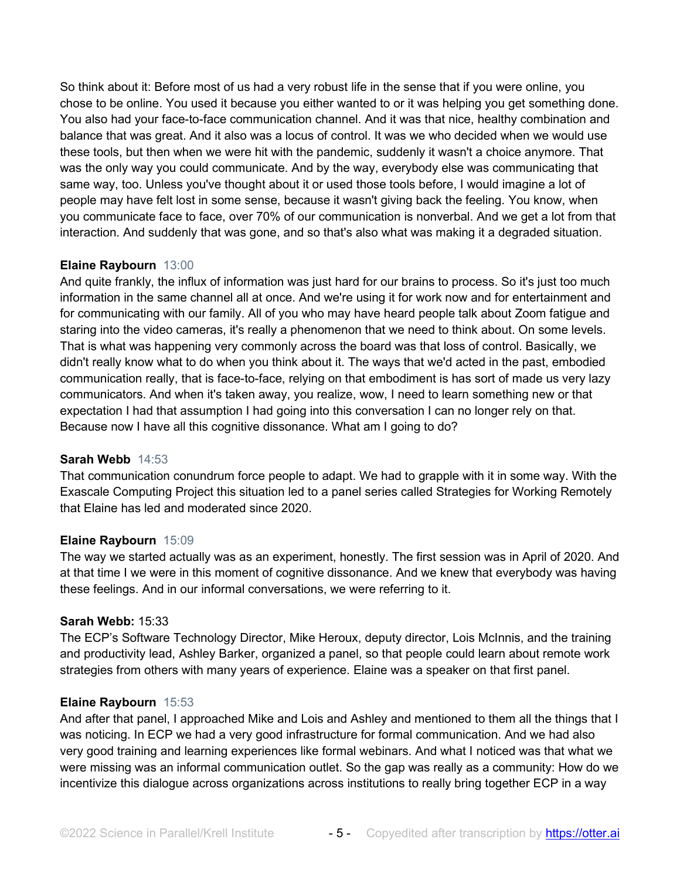So think about it: Before most of us had a very robust life in the sense that if you were online, you chose to be online. You used it because you either wanted to or it was helping you get something done. You also had your face-to-face communication channel. And it was that nice, healthy combination and balance that was great. And it also was a locus of control. It was we who decided when we would use these tools, but then when we were hit with the pandemic, suddenly it wasn't a choice anymore. That was the only way you could communicate. And by the way, everybody else was communicating that same way, too. Unless you've thought about it or used those tools before, I would imagine a lot of people may have felt lost in some sense, because it wasn't giving back the feeling. You know, when you communicate face to face, over 70% of our communication is nonverbal. And we get a lot from that interaction. And suddenly that was gone, and so that's also what was making it a degraded situation.

**Elaine Raybourn** 13:00
And quite frankly, the influx of information was just hard for our brains to process. So it's just too much information in the same channel all at once. And we're using it for work now and for entertainment and for communicating with our family. All of you who may have heard people talk about Zoom fatigue and staring into the video cameras, it's really a phenomenon that we need to think about. On some levels. That is what was happening very commonly across the board was that loss of control. Basically, we didn't really know what to do when you think about it. The ways that we'd acted in the past, embodied communication really, that is face-to-face, relying on that embodiment is has sort of made us very lazy communicators. And when it's taken away, you realize, wow, I need to learn something new or that expectation I had that assumption I had going into this conversation I can no longer rely on that. Because now I have all this cognitive dissonance. What am I going to do?

**Sarah Webb** 14:53
That communication conundrum force people to adapt. We had to grapple with it in some way. With the Exascale Computing Project this situation led to a panel series called Strategies for Working Remotely that Elaine has led and moderated since 2020.

**Elaine Raybourn** 15:09
The way we started actually was as an experiment, honestly. The first session was in April of 2020. And at that time I we were in this moment of cognitive dissonance. And we knew that everybody was having these feelings. And in our informal conversations, we were referring to it.

**Sarah Webb:** 15:33
The ECP's Software Technology Director, Mike Heroux, deputy director, Lois McInnis, and the training and productivity lead, Ashley Barker, organized a panel, so that people could learn about remote work strategies from others with many years of experience. Elaine was a speaker on that first panel.

**Elaine Raybourn** 15:53
And after that panel, I approached Mike and Lois and Ashley and mentioned to them all the things that I was noticing. In ECP we had a very good infrastructure for formal communication. And we had also very good training and learning experiences like formal webinars. And what I noticed was that what we were missing was an informal communication outlet. So the gap was really as a community: How do we incentivize this dialogue across organizations across institutions to really bring together ECP in a way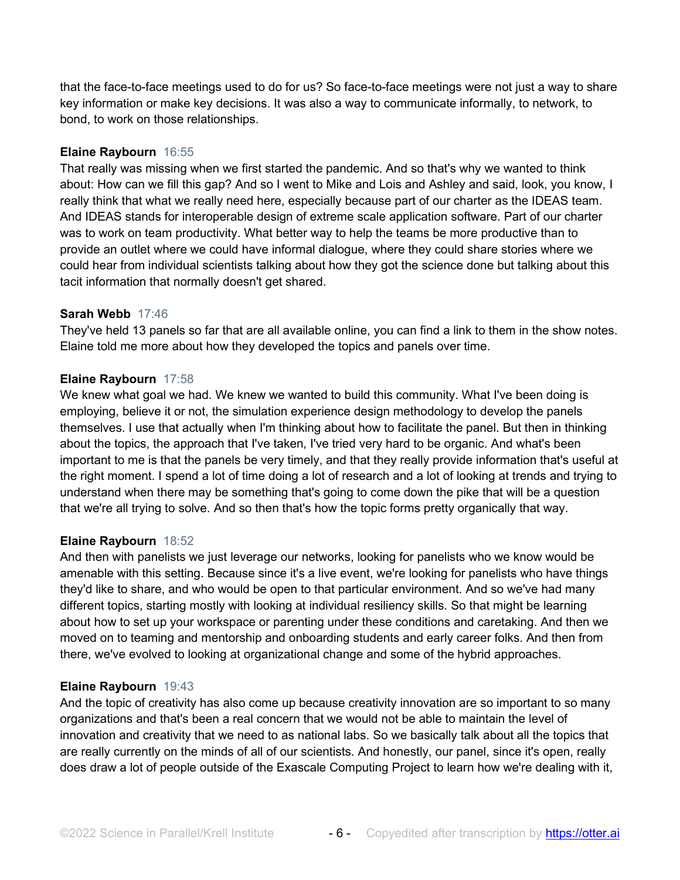that the face-to-face meetings used to do for us? So face-to-face meetings were not just a way to share key information or make key decisions. It was also a way to communicate informally, to network, to bond, to work on those relationships.

**Elaine Raybourn** 16:55
That really was missing when we first started the pandemic. And so that's why we wanted to think about: How can we fill this gap? And so I went to Mike and Lois and Ashley and said, look, you know, I really think that what we really need here, especially because part of our charter as the IDEAS team. And IDEAS stands for interoperable design of extreme scale application software. Part of our charter was to work on team productivity. What better way to help the teams be more productive than to provide an outlet where we could have informal dialogue, where they could share stories where we could hear from individual scientists talking about how they got the science done but talking about this tacit information that normally doesn't get shared.

**Sarah Webb** 17:46
They've held 13 panels so far that are all available online, you can find a link to them in the show notes. Elaine told me more about how they developed the topics and panels over time.

**Elaine Raybourn** 17:58
We knew what goal we had. We knew we wanted to build this community. What I've been doing is employing, believe it or not, the simulation experience design methodology to develop the panels themselves. I use that actually when I'm thinking about how to facilitate the panel. But then in thinking about the topics, the approach that I've taken, I've tried very hard to be organic. And what's been important to me is that the panels be very timely, and that they really provide information that's useful at the right moment. I spend a lot of time doing a lot of research and a lot of looking at trends and trying to understand when there may be something that's going to come down the pike that will be a question that we're all trying to solve. And so then that's how the topic forms pretty organically that way.

**Elaine Raybourn** 18:52
And then with panelists we just leverage our networks, looking for panelists who we know would be amenable with this setting. Because since it's a live event, we're looking for panelists who have things they'd like to share, and who would be open to that particular environment. And so we've had many different topics, starting mostly with looking at individual resiliency skills. So that might be learning about how to set up your workspace or parenting under these conditions and caretaking. And then we moved on to teaming and mentorship and onboarding students and early career folks. And then from there, we've evolved to looking at organizational change and some of the hybrid approaches.

**Elaine Raybourn** 19:43
And the topic of creativity has also come up because creativity innovation are so important to so many organizations and that's been a real concern that we would not be able to maintain the level of innovation and creativity that we need to as national labs. So we basically talk about all the topics that are really currently on the minds of all of our scientists. And honestly, our panel, since it's open, really does draw a lot of people outside of the Exascale Computing Project to learn how we're dealing with it,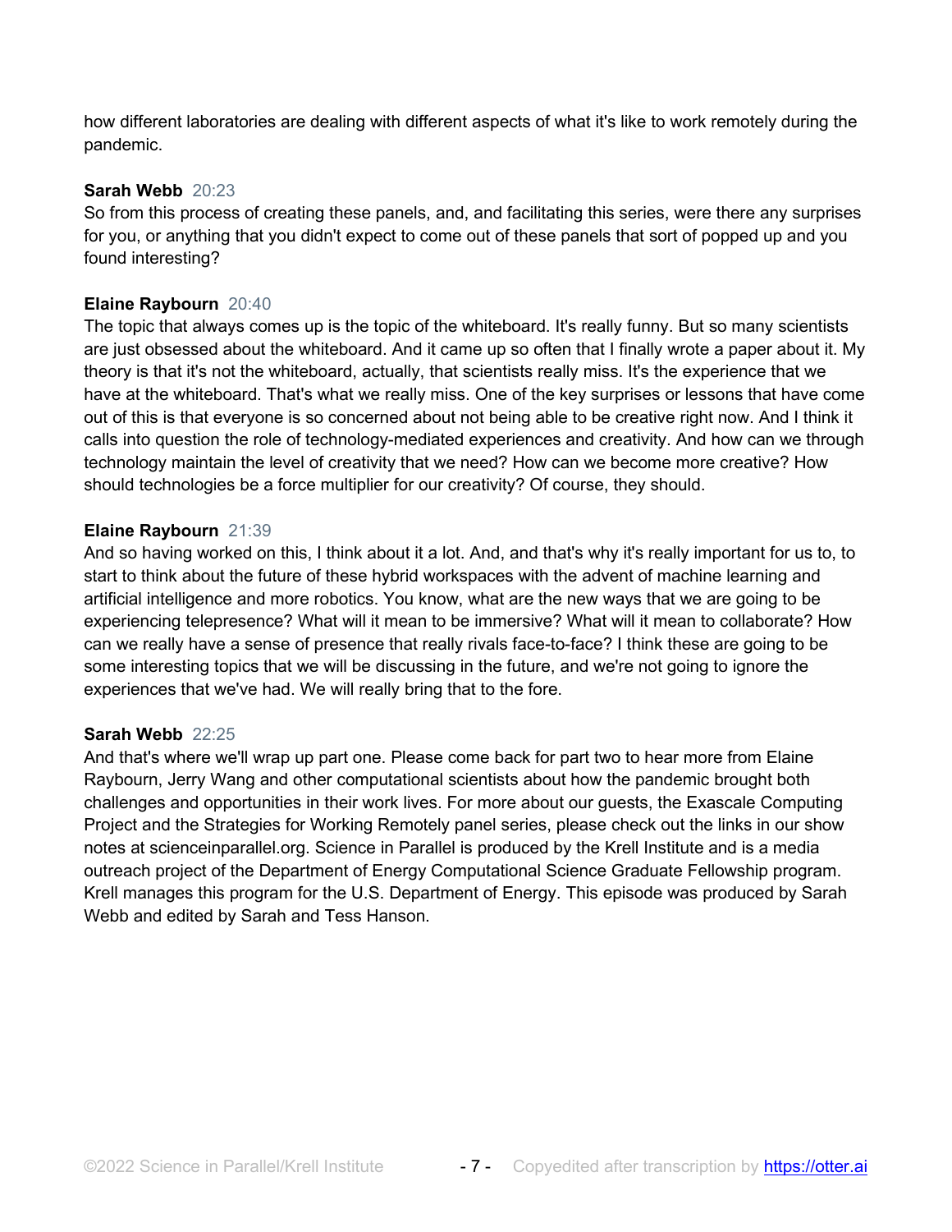how different laboratories are dealing with different aspects of what it's like to work remotely during the pandemic.

**Sarah Webb** 20:23
So from this process of creating these panels, and, and facilitating this series, were there any surprises for you, or anything that you didn't expect to come out of these panels that sort of popped up and you found interesting?

**Elaine Raybourn** 20:40
The topic that always comes up is the topic of the whiteboard. It's really funny. But so many scientists are just obsessed about the whiteboard. And it came up so often that I finally wrote a paper about it. My theory is that it's not the whiteboard, actually, that scientists really miss. It's the experience that we have at the whiteboard. That's what we really miss. One of the key surprises or lessons that have come out of this is that everyone is so concerned about not being able to be creative right now. And I think it calls into question the role of technology-mediated experiences and creativity. And how can we through technology maintain the level of creativity that we need? How can we become more creative? How should technologies be a force multiplier for our creativity? Of course, they should.

**Elaine Raybourn** 21:39
And so having worked on this, I think about it a lot. And, and that's why it's really important for us to, to start to think about the future of these hybrid workspaces with the advent of machine learning and artificial intelligence and more robotics. You know, what are the new ways that we are going to be experiencing telepresence? What will it mean to be immersive? What will it mean to collaborate? How can we really have a sense of presence that really rivals face-to-face? I think these are going to be some interesting topics that we will be discussing in the future, and we're not going to ignore the experiences that we've had. We will really bring that to the fore.

**Sarah Webb** 22:25
And that's where we'll wrap up part one. Please come back for part two to hear more from Elaine Raybourn, Jerry Wang and other computational scientists about how the pandemic brought both challenges and opportunities in their work lives. For more about our guests, the Exascale Computing Project and the Strategies for Working Remotely panel series, please check out the links in our show notes at scienceinparallel.org. Science in Parallel is produced by the Krell Institute and is a media outreach project of the Department of Energy Computational Science Graduate Fellowship program. Krell manages this program for the U.S. Department of Energy. This episode was produced by Sarah Webb and edited by Sarah and Tess Hanson.